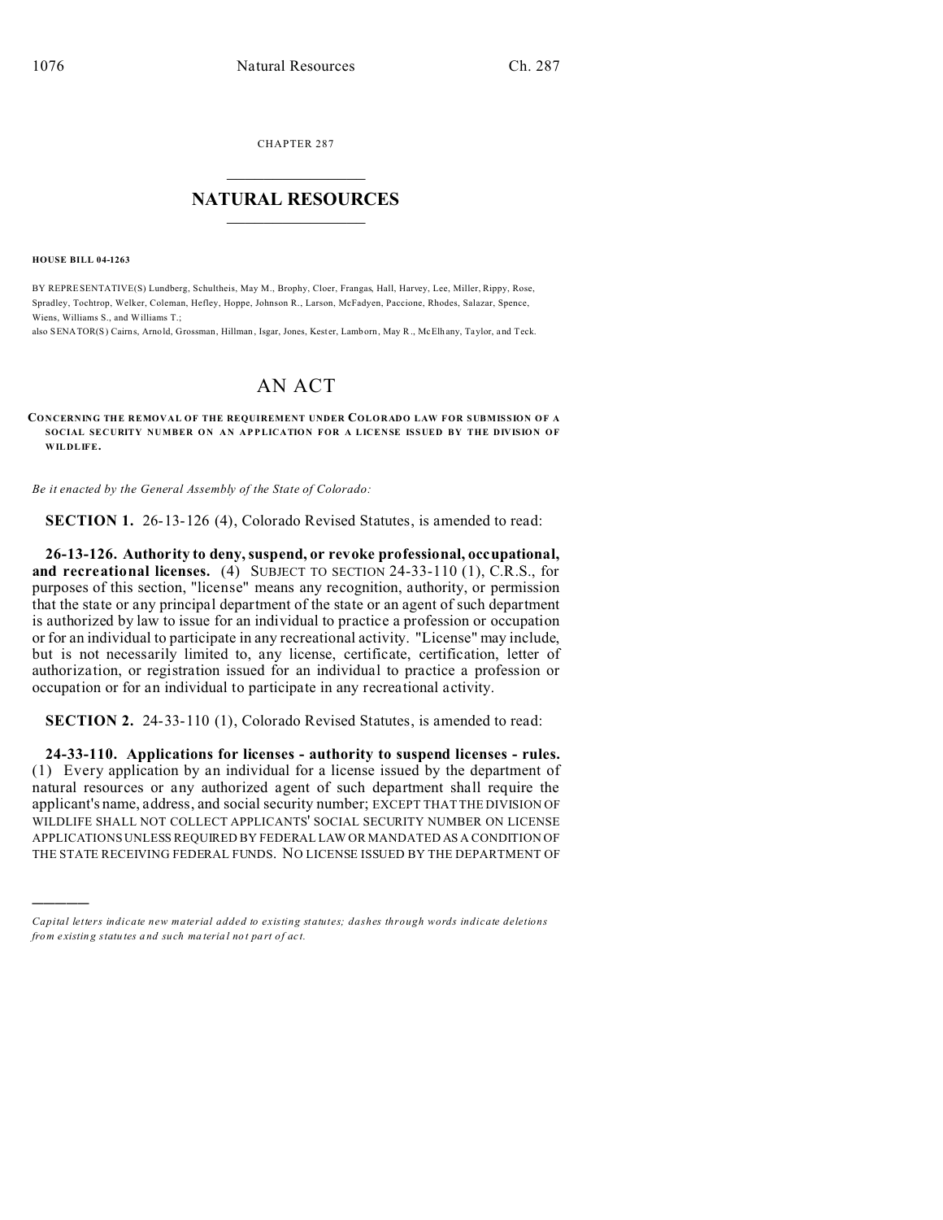CHAPTER 287

## NATURAL RESOURCES

**HOUSE BILL 04-1263**

BY REPRESENTATIVE(S) Lundberg, Schultheis, May M., Brophy, Cloer, Frangas, Hall, Harvey, Lee, Miller, Rippy, Rose, Spradley, Tochtrop, Welker, Coleman, Hefley, Hoppe, Johnson R., Larson, McFadyen, Paccione, Rhodes, Salazar, Spence, Wiens, Williams S., and Williams T.;
also SENATOR(S) Cairns, Arnold, Grossman, Hillman, Isgar, Jones, Kester, Lamborn, May R., McElhany, Taylor, and Teck.

# AN ACT

**CONCERNING THE REMOVAL OF THE REQUIREMENT UNDER COLORADO LAW FOR SUBMISSION OF A SOCIAL SECURITY NUMBER ON AN APPLICATION FOR A LICENSE ISSUED BY THE DIVISION OF WILDLIFE.**

*Be it enacted by the General Assembly of the State of Colorado:*

**SECTION 1.** 26-13-126 (4), Colorado Revised Statutes, is amended to read:

**26-13-126. Authority to deny, suspend, or revoke professional, occupational, and recreational licenses.** (4) SUBJECT TO SECTION 24-33-110 (1), C.R.S., for purposes of this section, "license" means any recognition, authority, or permission that the state or any principal department of the state or an agent of such department is authorized by law to issue for an individual to practice a profession or occupation or for an individual to participate in any recreational activity. "License" may include, but is not necessarily limited to, any license, certificate, certification, letter of authorization, or registration issued for an individual to practice a profession or occupation or for an individual to participate in any recreational activity.

**SECTION 2.** 24-33-110 (1), Colorado Revised Statutes, is amended to read:

**24-33-110. Applications for licenses - authority to suspend licenses - rules.** (1) Every application by an individual for a license issued by the department of natural resources or any authorized agent of such department shall require the applicant's name, address, and social security number; EXCEPT THAT THE DIVISION OF WILDLIFE SHALL NOT COLLECT APPLICANTS' SOCIAL SECURITY NUMBER ON LICENSE APPLICATIONS UNLESS REQUIRED BY FEDERAL LAW OR MANDATED AS A CONDITION OF THE STATE RECEIVING FEDERAL FUNDS. NO LICENSE ISSUED BY THE DEPARTMENT OF

---

*Capital letters indicate new material added to existing statutes; dashes through words indicate deletions from existing statutes and such material not part of act.*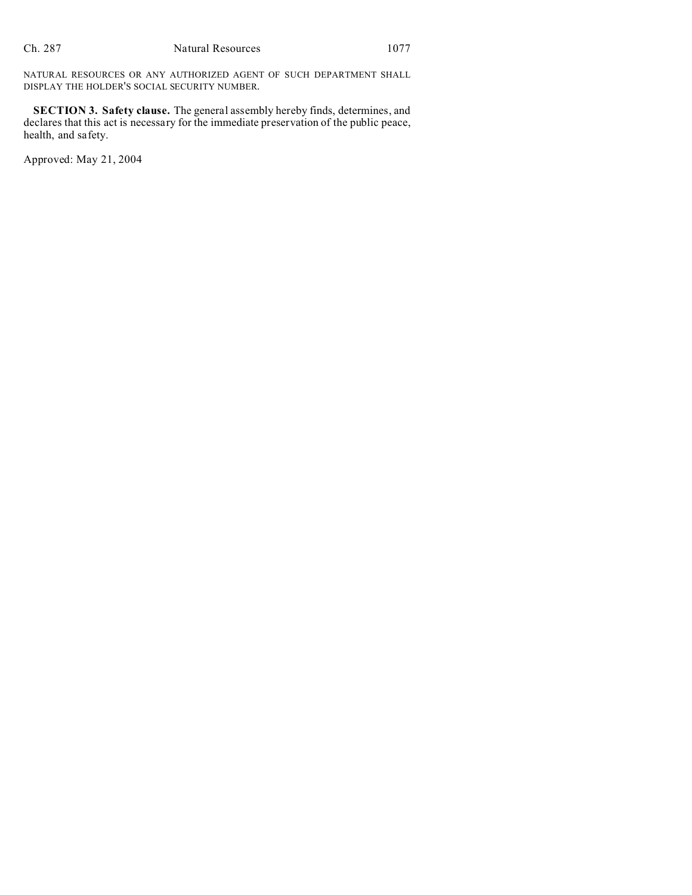NATURAL RESOURCES OR ANY AUTHORIZED AGENT OF SUCH DEPARTMENT SHALL DISPLAY THE HOLDER'S SOCIAL SECURITY NUMBER.

**SECTION 3. Safety clause.** The general assembly hereby finds, determines, and declares that this act is necessary for the immediate preservation of the public peace, health, and safety.

Approved: May 21, 2004